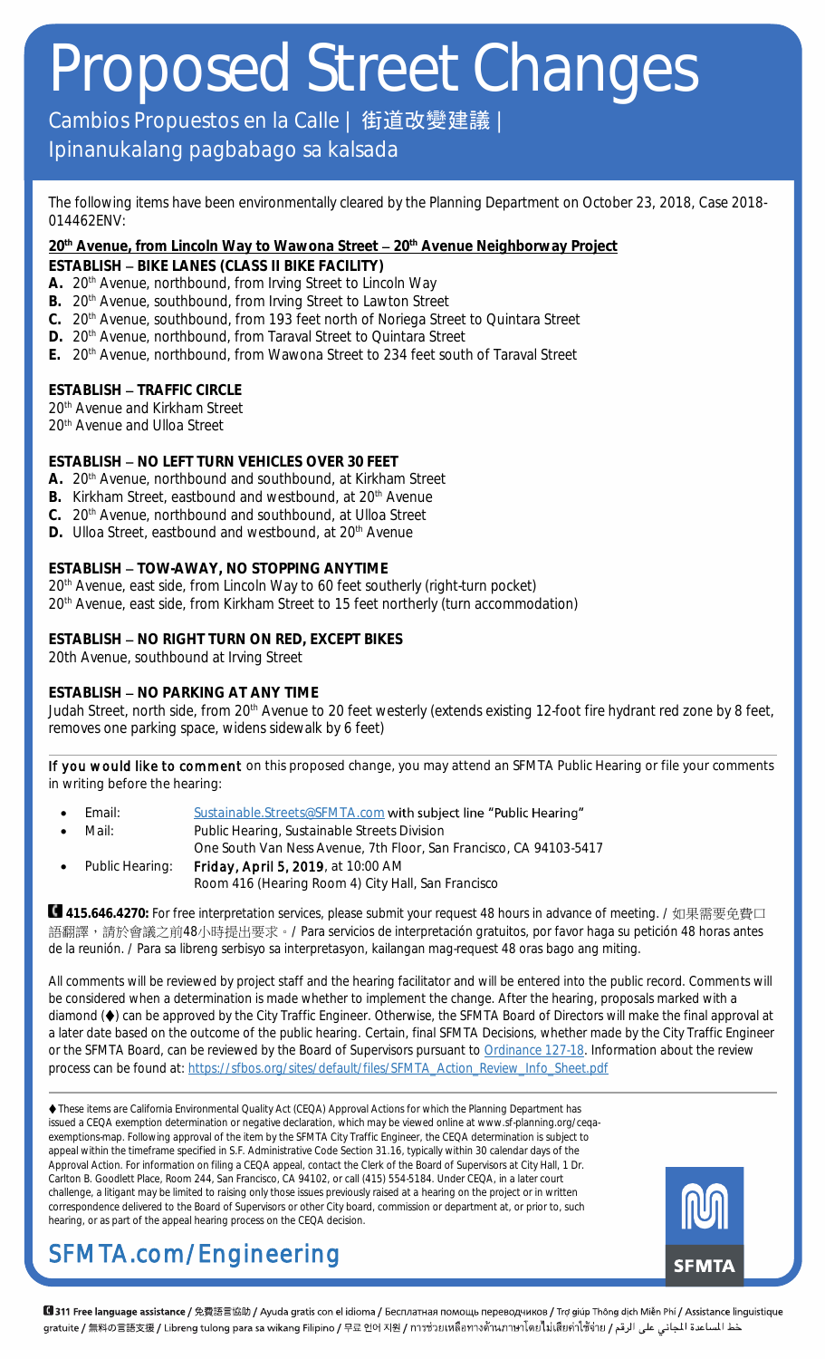# Proposed Street Changes

Cambios Propuestos en la Calle | 街道改變建議 |
Ipinanukalang pagbabago sa kalsada

The following items have been environmentally cleared by the Planning Department on October 23, 2018, Case 2018-014462ENV:

**20th Avenue, from Lincoln Way to Wawona Street – 20th Avenue Neighborway Project**

**ESTABLISH – BIKE LANES (CLASS II BIKE FACILITY)**

**A.** 20th Avenue, northbound, from Irving Street to Lincoln Way
**B.** 20th Avenue, southbound, from Irving Street to Lawton Street
**C.** 20th Avenue, southbound, from 193 feet north of Noriega Street to Quintara Street
**D.** 20th Avenue, northbound, from Taraval Street to Quintara Street
**E.** 20th Avenue, northbound, from Wawona Street to 234 feet south of Taraval Street

**ESTABLISH – TRAFFIC CIRCLE**

20th Avenue and Kirkham Street
20th Avenue and Ulloa Street

**ESTABLISH – NO LEFT TURN VEHICLES OVER 30 FEET**

**A.** 20th Avenue, northbound and southbound, at Kirkham Street
**B.** Kirkham Street, eastbound and westbound, at 20th Avenue
**C.** 20th Avenue, northbound and southbound, at Ulloa Street
**D.** Ulloa Street, eastbound and westbound, at 20th Avenue

**ESTABLISH – TOW-AWAY, NO STOPPING ANYTIME**

20th Avenue, east side, from Lincoln Way to 60 feet southerly (right-turn pocket)
20th Avenue, east side, from Kirkham Street to 15 feet northerly (turn accommodation)

**ESTABLISH – NO RIGHT TURN ON RED, EXCEPT BIKES**

20th Avenue, southbound at Irving Street

**ESTABLISH – NO PARKING AT ANY TIME**

Judah Street, north side, from 20th Avenue to 20 feet westerly (extends existing 12-foot fire hydrant red zone by 8 feet, removes one parking space, widens sidewalk by 6 feet)

---

**If you would like to comment** on this proposed change, you may attend an SFMTA Public Hearing or file your comments in writing before the hearing:

- Email: Sustainable.Streets@SFMTA.com with subject line "Public Hearing"
- Mail: Public Hearing, Sustainable Streets Division
  One South Van Ness Avenue, 7th Floor, San Francisco, CA 94103-5417
- Public Hearing: **Friday, April 5, 2019**, at 10:00 AM
  Room 416 (Hearing Room 4) City Hall, San Francisco

**415.646.4270:** For free interpretation services, please submit your request 48 hours in advance of meeting. / 如果需要免費口語翻譯，請於會議之前48小時提出要求。/ Para servicios de interpretación gratuitos, por favor haga su petición 48 horas antes de la reunión. / Para sa libreng serbisyo sa interpretasyon, kailangan mag-request 48 oras bago ang miting.

All comments will be reviewed by project staff and the hearing facilitator and will be entered into the public record. Comments will be considered when a determination is made whether to implement the change. After the hearing, proposals marked with a diamond (♦) can be approved by the City Traffic Engineer. Otherwise, the SFMTA Board of Directors will make the final approval at a later date based on the outcome of the public hearing. Certain, final SFMTA Decisions, whether made by the City Traffic Engineer or the SFMTA Board, can be reviewed by the Board of Supervisors pursuant to Ordinance 127-18. Information about the review process can be found at: https://sfbos.org/sites/default/files/SFMTA_Action_Review_Info_Sheet.pdf

---

♦ These items are California Environmental Quality Act (CEQA) Approval Actions for which the Planning Department has issued a CEQA exemption determination or negative declaration, which may be viewed online at www.sf-planning.org/ceqa-exemptions-map. Following approval of the item by the SFMTA City Traffic Engineer, the CEQA determination is subject to appeal within the timeframe specified in S.F. Administrative Code Section 31.16, typically within 30 calendar days of the Approval Action. For information on filing a CEQA appeal, contact the Clerk of the Board of Supervisors at City Hall, 1 Dr. Carlton B. Goodlett Place, Room 244, San Francisco, CA 94102, or call (415) 554-5184. Under CEQA, in a later court challenge, a litigant may be limited to raising only those issues previously raised at a hearing on the project or in written correspondence delivered to the Board of Supervisors or other City board, commission or department at, or prior to, such hearing, or as part of the appeal hearing process on the CEQA decision.

## SFMTA.com/Engineering

SFMTA

**311 Free language assistance** / 免費語言協助 / Ayuda gratis con el idioma / Бесплатная помощь переводчиков / Trợ giúp Thông dịch Miễn Phí / Assistance linguistique gratuite / 無料の言語支援 / Libreng tulong para sa wikang Filipino / 무료 언어 지원 / การช่วยเหลือทางด้านภาษาโดยไม่เสียค่าใช้จ่าย / خط المساعدة المجاني على الرقم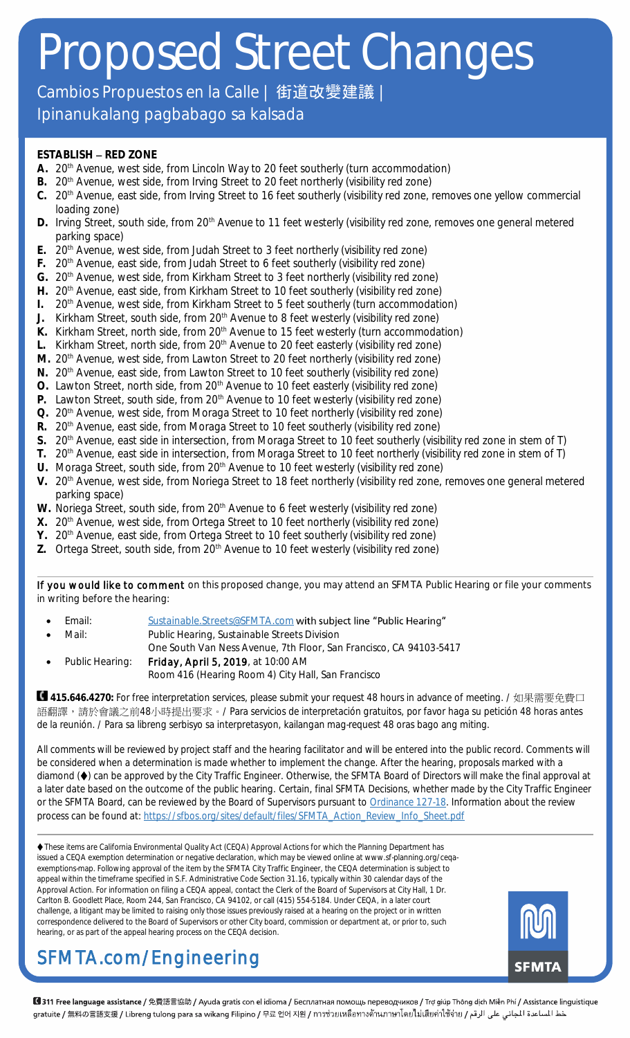# Proposed Street Changes

Cambios Propuestos en la Calle | 街道改變建議 | Ipinanukalang pagbabago sa kalsada

**ESTABLISH – RED ZONE**

**A.** 20th Avenue, west side, from Lincoln Way to 20 feet southerly (turn accommodation)
**B.** 20th Avenue, west side, from Irving Street to 20 feet northerly (visibility red zone)
**C.** 20th Avenue, east side, from Irving Street to 16 feet southerly (visibility red zone, removes one yellow commercial loading zone)
**D.** Irving Street, south side, from 20th Avenue to 11 feet westerly (visibility red zone, removes one general metered parking space)
**E.** 20th Avenue, west side, from Judah Street to 3 feet northerly (visibility red zone)
**F.** 20th Avenue, east side, from Judah Street to 6 feet southerly (visibility red zone)
**G.** 20th Avenue, west side, from Kirkham Street to 3 feet northerly (visibility red zone)
**H.** 20th Avenue, east side, from Kirkham Street to 10 feet southerly (visibility red zone)
**I.** 20th Avenue, west side, from Kirkham Street to 5 feet southerly (turn accommodation)
**J.** Kirkham Street, south side, from 20th Avenue to 8 feet westerly (visibility red zone)
**K.** Kirkham Street, north side, from 20th Avenue to 15 feet westerly (turn accommodation)
**L.** Kirkham Street, north side, from 20th Avenue to 20 feet easterly (visibility red zone)
**M.** 20th Avenue, west side, from Lawton Street to 20 feet northerly (visibility red zone)
**N.** 20th Avenue, east side, from Lawton Street to 10 feet southerly (visibility red zone)
**O.** Lawton Street, north side, from 20th Avenue to 10 feet easterly (visibility red zone)
**P.** Lawton Street, south side, from 20th Avenue to 10 feet westerly (visibility red zone)
**Q.** 20th Avenue, west side, from Moraga Street to 10 feet northerly (visibility red zone)
**R.** 20th Avenue, east side, from Moraga Street to 10 feet southerly (visibility red zone)
**S.** 20th Avenue, east side in intersection, from Moraga Street to 10 feet southerly (visibility red zone in stem of T)
**T.** 20th Avenue, east side in intersection, from Moraga Street to 10 feet northerly (visibility red zone in stem of T)
**U.** Moraga Street, south side, from 20th Avenue to 10 feet westerly (visibility red zone)
**V.** 20th Avenue, west side, from Noriega Street to 18 feet northerly (visibility red zone, removes one general metered parking space)
**W.** Noriega Street, south side, from 20th Avenue to 6 feet westerly (visibility red zone)
**X.** 20th Avenue, west side, from Ortega Street to 10 feet northerly (visibility red zone)
**Y.** 20th Avenue, east side, from Ortega Street to 10 feet southerly (visibility red zone)
**Z.** Ortega Street, south side, from 20th Avenue to 10 feet westerly (visibility red zone)

If you would like to comment on this proposed change, you may attend an SFMTA Public Hearing or file your comments in writing before the hearing:

- Email: Sustainable.Streets@SFMTA.com with subject line "Public Hearing"
- Mail: Public Hearing, Sustainable Streets Division
  One South Van Ness Avenue, 7th Floor, San Francisco, CA 94103-5417
- Public Hearing: Friday, April 5, 2019, at 10:00 AM
  Room 416 (Hearing Room 4) City Hall, San Francisco

**415.646.4270:** For free interpretation services, please submit your request 48 hours in advance of meeting. / 如果需要免費口語翻譯，請於會議之前48小時提出要求。/ Para servicios de interpretación gratuitos, por favor haga su petición 48 horas antes de la reunión. / Para sa libreng serbisyo sa interpretasyon, kailangan mag-request 48 oras bago ang miting.

All comments will be reviewed by project staff and the hearing facilitator and will be entered into the public record. Comments will be considered when a determination is made whether to implement the change. After the hearing, proposals marked with a diamond (♦) can be approved by the City Traffic Engineer. Otherwise, the SFMTA Board of Directors will make the final approval at a later date based on the outcome of the public hearing. Certain, final SFMTA Decisions, whether made by the City Traffic Engineer or the SFMTA Board, can be reviewed by the Board of Supervisors pursuant to Ordinance 127-18. Information about the review process can be found at: https://sfbos.org/sites/default/files/SFMTA_Action_Review_Info_Sheet.pdf

♦ These items are California Environmental Quality Act (CEQA) Approval Actions for which the Planning Department has issued a CEQA exemption determination or negative declaration, which may be viewed online at www.sf-planning.org/ceqa-exemptions-map. Following approval of the item by the SFMTA City Traffic Engineer, the CEQA determination is subject to appeal within the timeframe specified in S.F. Administrative Code Section 31.16, typically within 30 calendar days of the Approval Action. For information on filing a CEQA appeal, contact the Clerk of the Board of Supervisors at City Hall, 1 Dr. Carlton B. Goodlett Place, Room 244, San Francisco, CA 94102, or call (415) 554-5184. Under CEQA, in a later court challenge, a litigant may be limited to raising only those issues previously raised at a hearing on the project or in written correspondence delivered to the Board of Supervisors or other City board, commission or department at, or prior to, such hearing, or as part of the appeal hearing process on the CEQA decision.

SFMTA.com/Engineering

SFMTA

**311 Free language assistance** / 免費語言協助 / Ayuda gratis con el idioma / Бесплатная помощь переводчиков / Trợ giúp Thông dịch Miễn Phí / Assistance linguistique gratuite / 無料の言語支援 / Libreng tulong para sa wikang Filipino / 무료 언어 지원 / การช่วยเหลือทางด้านภาษาโดยไม่เสียค่าใช้จ่าย / خط المساعدة المجاني على الرقم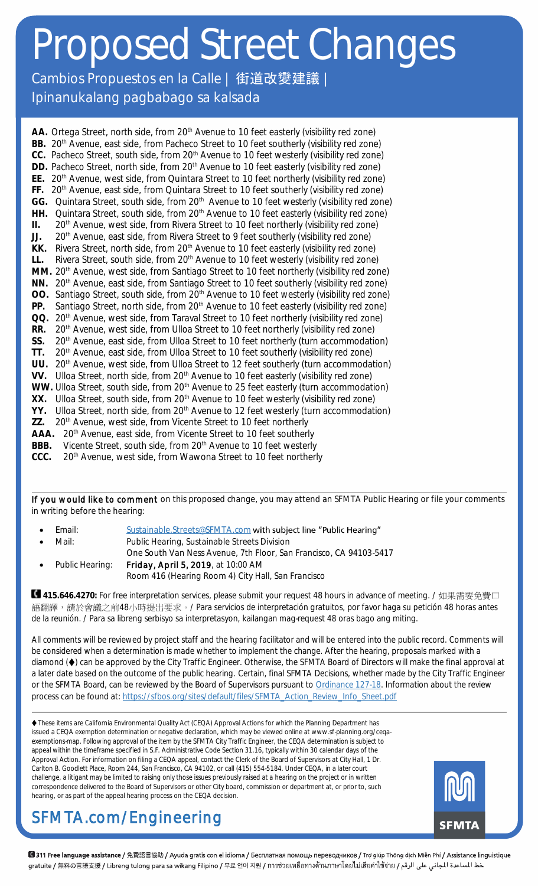# Proposed Street Changes

Cambios Propuestos en la Calle | 街道改變建議 | Ipinanukalang pagbabago sa kalsada

**AA.** Ortega Street, north side, from 20th Avenue to 10 feet easterly (visibility red zone)
**BB.** 20th Avenue, east side, from Pacheco Street to 10 feet southerly (visibility red zone)
**CC.** Pacheco Street, south side, from 20th Avenue to 10 feet westerly (visibility red zone)
**DD.** Pacheco Street, north side, from 20th Avenue to 10 feet easterly (visibility red zone)
**EE.** 20th Avenue, west side, from Quintara Street to 10 feet northerly (visibility red zone)
**FF.** 20th Avenue, east side, from Quintara Street to 10 feet southerly (visibility red zone)
**GG.** Quintara Street, south side, from 20th Avenue to 10 feet westerly (visibility red zone)
**HH.** Quintara Street, south side, from 20th Avenue to 10 feet easterly (visibility red zone)
**II.** 20th Avenue, west side, from Rivera Street to 10 feet northerly (visibility red zone)
**JJ.** 20th Avenue, east side, from Rivera Street to 9 feet southerly (visibility red zone)
**KK.** Rivera Street, north side, from 20th Avenue to 10 feet easterly (visibility red zone)
**LL.** Rivera Street, south side, from 20th Avenue to 10 feet westerly (visibility red zone)
**MM.** 20th Avenue, west side, from Santiago Street to 10 feet northerly (visibility red zone)
**NN.** 20th Avenue, east side, from Santiago Street to 10 feet southerly (visibility red zone)
**OO.** Santiago Street, south side, from 20th Avenue to 10 feet westerly (visibility red zone)
**PP.** Santiago Street, north side, from 20th Avenue to 10 feet easterly (visibility red zone)
**QQ.** 20th Avenue, west side, from Taraval Street to 10 feet northerly (visibility red zone)
**RR.** 20th Avenue, west side, from Ulloa Street to 10 feet northerly (visibility red zone)
**SS.** 20th Avenue, east side, from Ulloa Street to 10 feet northerly (turn accommodation)
**TT.** 20th Avenue, east side, from Ulloa Street to 10 feet southerly (visibility red zone)
**UU.** 20th Avenue, west side, from Ulloa Street to 12 feet southerly (turn accommodation)
**VV.** Ulloa Street, north side, from 20th Avenue to 10 feet easterly (visibility red zone)
**WW.** Ulloa Street, south side, from 20th Avenue to 25 feet easterly (turn accommodation)
**XX.** Ulloa Street, south side, from 20th Avenue to 10 feet westerly (visibility red zone)
**YY.** Ulloa Street, north side, from 20th Avenue to 12 feet westerly (turn accommodation)
**ZZ.** 20th Avenue, west side, from Vicente Street to 10 feet northerly
**AAA.** 20th Avenue, east side, from Vicente Street to 10 feet southerly
**BBB.** Vicente Street, south side, from 20th Avenue to 10 feet westerly
**CCC.** 20th Avenue, west side, from Wawona Street to 10 feet northerly

If you would like to comment on this proposed change, you may attend an SFMTA Public Hearing or file your comments in writing before the hearing:

- Email: Sustainable.Streets@SFMTA.com with subject line "Public Hearing"
- Mail: Public Hearing, Sustainable Streets Division
  One South Van Ness Avenue, 7th Floor, San Francisco, CA 94103-5417
- Public Hearing: Friday, April 5, 2019, at 10:00 AM
  Room 416 (Hearing Room 4) City Hall, San Francisco

**415.646.4270:** For free interpretation services, please submit your request 48 hours in advance of meeting. / 如果需要免費口語翻譯，請於會議之前48小時提出要求。/ Para servicios de interpretación gratuitos, por favor haga su petición 48 horas antes de la reunión. / Para sa libreng serbisyo sa interpretasyon, kailangan mag-request 48 oras bago ang miting.

All comments will be reviewed by project staff and the hearing facilitator and will be entered into the public record. Comments will be considered when a determination is made whether to implement the change. After the hearing, proposals marked with a diamond (♦) can be approved by the City Traffic Engineer. Otherwise, the SFMTA Board of Directors will make the final approval at a later date based on the outcome of the public hearing. Certain, final SFMTA Decisions, whether made by the City Traffic Engineer or the SFMTA Board, can be reviewed by the Board of Supervisors pursuant to Ordinance 127-18. Information about the review process can be found at: https://sfbos.org/sites/default/files/SFMTA_Action_Review_Info_Sheet.pdf

♦ These items are California Environmental Quality Act (CEQA) Approval Actions for which the Planning Department has issued a CEQA exemption determination or negative declaration, which may be viewed online at www.sf-planning.org/ceqa-exemptions-map. Following approval of the item by the SFMTA City Traffic Engineer, the CEQA determination is subject to appeal within the timeframe specified in S.F. Administrative Code Section 31.16, typically within 30 calendar days of the Approval Action. For information on filing a CEQA appeal, contact the Clerk of the Board of Supervisors at City Hall, 1 Dr. Carlton B. Goodlett Place, Room 244, San Francisco, CA 94102, or call (415) 554-5184. Under CEQA, in a later court challenge, a litigant may be limited to raising only those issues previously raised at a hearing on the project or in written correspondence delivered to the Board of Supervisors or other City board, commission or department at, or prior to, such hearing, or as part of the appeal hearing process on the CEQA decision.

SFMTA.com/Engineering

SFMTA

**311 Free language assistance** / 免費語言協助 / Ayuda gratis con el idioma / Бесплатная помощь переводчиков / Trợ giúp Thông dịch Miễn Phí / Assistance linguistique gratuite / 無料の言語支援 / Libreng tulong para sa wikang Filipino / 무료 언어 지원 / การช่วยเหลือทางด้านภาษาโดยไม่เสียค่าใช้จ่าย / خط المساعدة المجاني على الرقم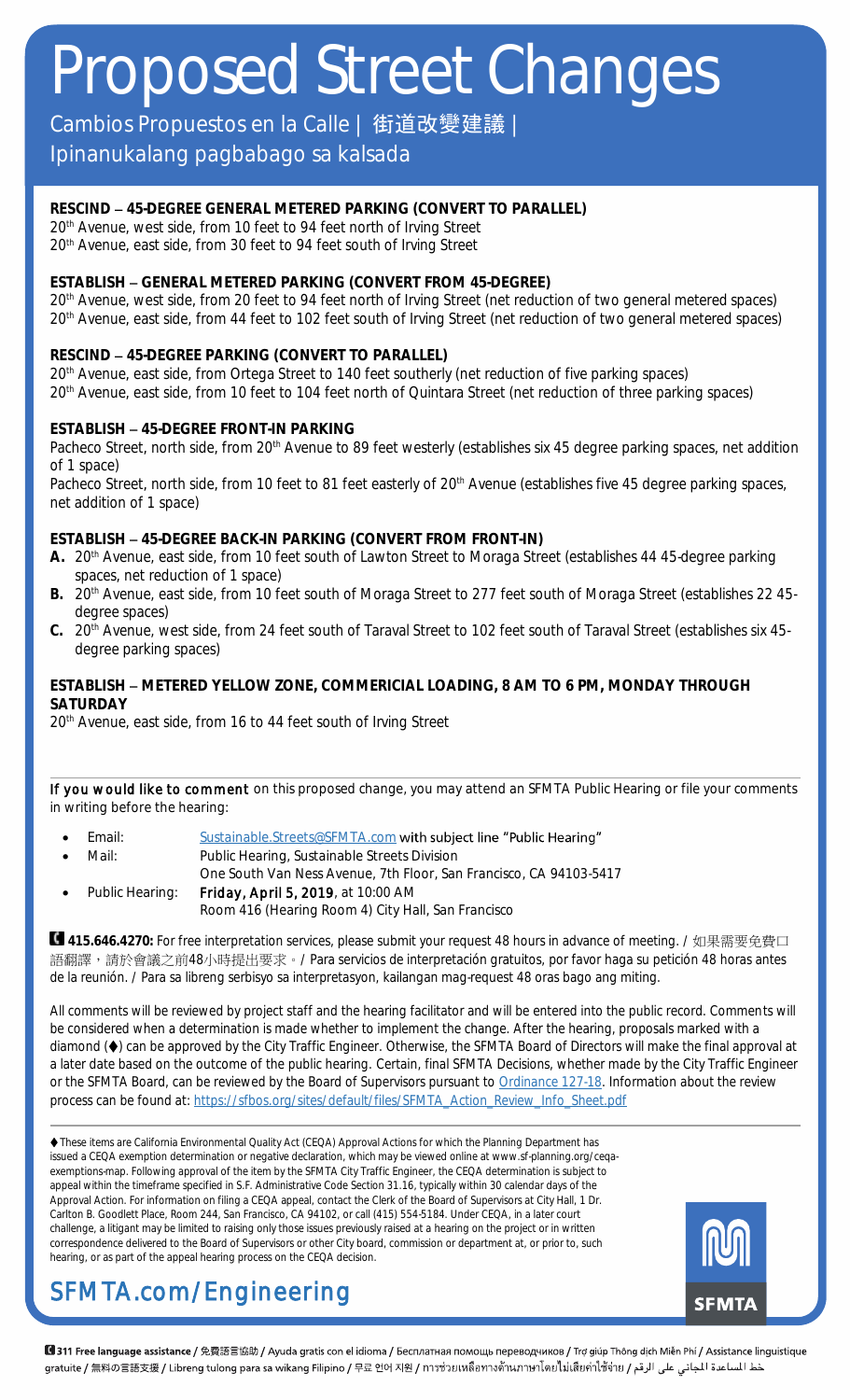# Proposed Street Changes

Cambios Propuestos en la Calle | 街道改變建議 | Ipinanukalang pagbabago sa kalsada

**RESCIND – 45-DEGREE GENERAL METERED PARKING (CONVERT TO PARALLEL)**
20th Avenue, west side, from 10 feet to 94 feet north of Irving Street
20th Avenue, east side, from 30 feet to 94 feet south of Irving Street

**ESTABLISH – GENERAL METERED PARKING (CONVERT FROM 45-DEGREE)**
20th Avenue, west side, from 20 feet to 94 feet north of Irving Street (net reduction of two general metered spaces)
20th Avenue, east side, from 44 feet to 102 feet south of Irving Street (net reduction of two general metered spaces)

**RESCIND – 45-DEGREE PARKING (CONVERT TO PARALLEL)**
20th Avenue, east side, from Ortega Street to 140 feet southerly (net reduction of five parking spaces)
20th Avenue, east side, from 10 feet to 104 feet north of Quintara Street (net reduction of three parking spaces)

**ESTABLISH – 45-DEGREE FRONT-IN PARKING**
Pacheco Street, north side, from 20th Avenue to 89 feet westerly (establishes six 45 degree parking spaces, net addition of 1 space)
Pacheco Street, north side, from 10 feet to 81 feet easterly of 20th Avenue (establishes five 45 degree parking spaces, net addition of 1 space)

**ESTABLISH – 45-DEGREE BACK-IN PARKING (CONVERT FROM FRONT-IN)**

**A.** 20th Avenue, east side, from 10 feet south of Lawton Street to Moraga Street (establishes 44 45-degree parking spaces, net reduction of 1 space)
**B.** 20th Avenue, east side, from 10 feet south of Moraga Street to 277 feet south of Moraga Street (establishes 22 45-degree spaces)
**C.** 20th Avenue, west side, from 24 feet south of Taraval Street to 102 feet south of Taraval Street (establishes six 45-degree parking spaces)

**ESTABLISH – METERED YELLOW ZONE, COMMERICIAL LOADING, 8 AM TO 6 PM, MONDAY THROUGH SATURDAY**
20th Avenue, east side, from 16 to 44 feet south of Irving Street

If you would like to comment on this proposed change, you may attend an SFMTA Public Hearing or file your comments in writing before the hearing:

- Email: Sustainable.Streets@SFMTA.com with subject line "Public Hearing"
- Mail: Public Hearing, Sustainable Streets Division
  One South Van Ness Avenue, 7th Floor, San Francisco, CA 94103-5417
- Public Hearing: Friday, April 5, 2019, at 10:00 AM
  Room 416 (Hearing Room 4) City Hall, San Francisco

**415.646.4270:** For free interpretation services, please submit your request 48 hours in advance of meeting. / 如果需要免費口語翻譯，請於會議之前48小時提出要求。/ Para servicios de interpretación gratuitos, por favor haga su petición 48 horas antes de la reunión. / Para sa libreng serbisyo sa interpretasyon, kailangan mag-request 48 oras bago ang miting.

All comments will be reviewed by project staff and the hearing facilitator and will be entered into the public record. Comments will be considered when a determination is made whether to implement the change. After the hearing, proposals marked with a diamond (♦) can be approved by the City Traffic Engineer. Otherwise, the SFMTA Board of Directors will make the final approval at a later date based on the outcome of the public hearing. Certain, final SFMTA Decisions, whether made by the City Traffic Engineer or the SFMTA Board, can be reviewed by the Board of Supervisors pursuant to Ordinance 127-18. Information about the review process can be found at: https://sfbos.org/sites/default/files/SFMTA_Action_Review_Info_Sheet.pdf

♦ These items are California Environmental Quality Act (CEQA) Approval Actions for which the Planning Department has issued a CEQA exemption determination or negative declaration, which may be viewed online at www.sf-planning.org/ceqa-exemptions-map. Following approval of the item by the SFMTA City Traffic Engineer, the CEQA determination is subject to appeal within the timeframe specified in S.F. Administrative Code Section 31.16, typically within 30 calendar days of the Approval Action. For information on filing a CEQA appeal, contact the Clerk of the Board of Supervisors at City Hall, 1 Dr. Carlton B. Goodlett Place, Room 244, San Francisco, CA 94102, or call (415) 554-5184. Under CEQA, in a later court challenge, a litigant may be limited to raising only those issues previously raised at a hearing on the project or in written correspondence delivered to the Board of Supervisors or other City board, commission or department at, or prior to, such hearing, or as part of the appeal hearing process on the CEQA decision.

SFMTA.com/Engineering

SFMTA

**311 Free language assistance** / 免費語言協助 / Ayuda gratis con el idioma / Бесплатная помощь переводчиков / Trợ giúp Thông dịch Miễn Phí / Assistance linguistique gratuite / 無料の言語支援 / Libreng tulong para sa wikang Filipino / 무료 언어 지원 / การช่วยเหลือทางด้านภาษาโดยไม่เสียค่าใช้จ่าย / خط المساعدة المجاني على الرقم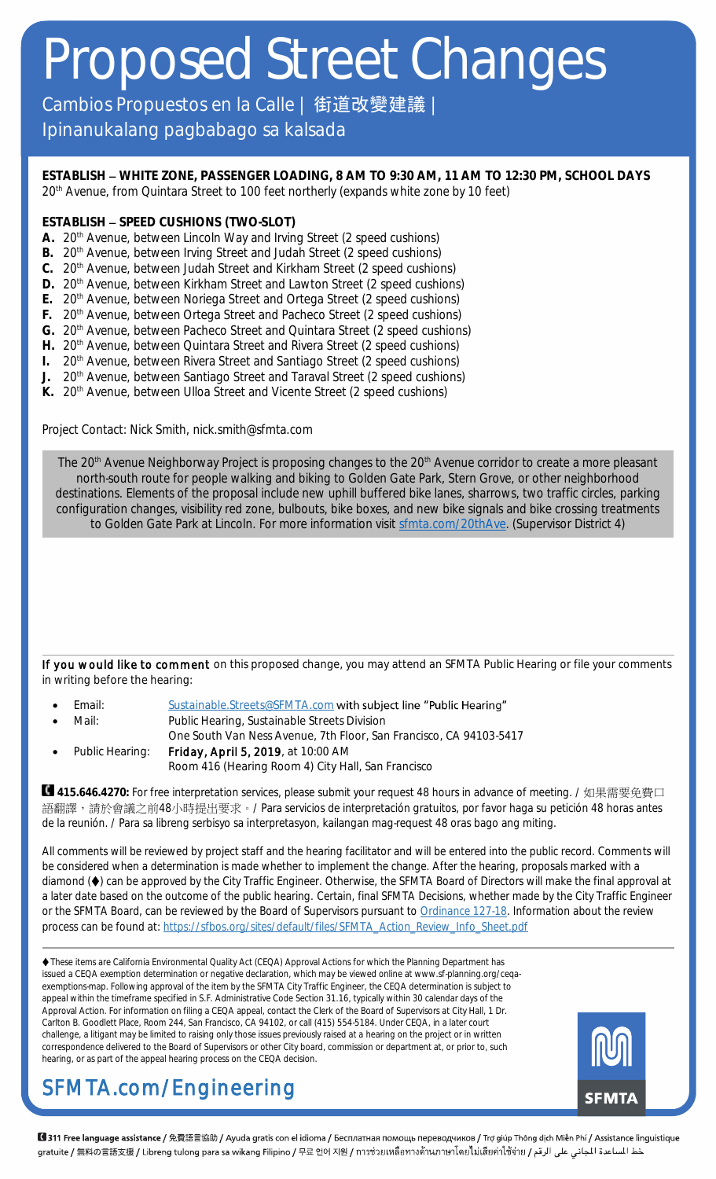# Proposed Street Changes

Cambios Propuestos en la Calle | 街道改變建議 | Ipinanukalang pagbabago sa kalsada

**ESTABLISH – WHITE ZONE, PASSENGER LOADING, 8 AM TO 9:30 AM, 11 AM TO 12:30 PM, SCHOOL DAYS**
20th Avenue, from Quintara Street to 100 feet northerly (expands white zone by 10 feet)

**ESTABLISH – SPEED CUSHIONS (TWO-SLOT)**

**A.** 20th Avenue, between Lincoln Way and Irving Street (2 speed cushions)
**B.** 20th Avenue, between Irving Street and Judah Street (2 speed cushions)
**C.** 20th Avenue, between Judah Street and Kirkham Street (2 speed cushions)
**D.** 20th Avenue, between Kirkham Street and Lawton Street (2 speed cushions)
**E.** 20th Avenue, between Noriega Street and Ortega Street (2 speed cushions)
**F.** 20th Avenue, between Ortega Street and Pacheco Street (2 speed cushions)
**G.** 20th Avenue, between Pacheco Street and Quintara Street (2 speed cushions)
**H.** 20th Avenue, between Quintara Street and Rivera Street (2 speed cushions)
**I.** 20th Avenue, between Rivera Street and Santiago Street (2 speed cushions)
**J.** 20th Avenue, between Santiago Street and Taraval Street (2 speed cushions)
**K.** 20th Avenue, between Ulloa Street and Vicente Street (2 speed cushions)

Project Contact: Nick Smith, nick.smith@sfmta.com

The 20th Avenue Neighborway Project is proposing changes to the 20th Avenue corridor to create a more pleasant north-south route for people walking and biking to Golden Gate Park, Stern Grove, or other neighborhood destinations. Elements of the proposal include new uphill buffered bike lanes, sharrows, two traffic circles, parking configuration changes, visibility red zone, bulbouts, bike boxes, and new bike signals and bike crossing treatments to Golden Gate Park at Lincoln. For more information visit sfmta.com/20thAve. (Supervisor District 4)

**If you would like to comment** on this proposed change, you may attend an SFMTA Public Hearing or file your comments in writing before the hearing:

- Email: Sustainable.Streets@SFMTA.com with subject line "Public Hearing"
- Mail: Public Hearing, Sustainable Streets Division
  One South Van Ness Avenue, 7th Floor, San Francisco, CA 94103-5417
- Public Hearing: **Friday, April 5, 2019**, at 10:00 AM
  Room 416 (Hearing Room 4) City Hall, San Francisco

**415.646.4270:** For free interpretation services, please submit your request 48 hours in advance of meeting. / 如果需要免費口語翻譯，請於會議之前48小時提出要求。/ Para servicios de interpretación gratuitos, por favor haga su petición 48 horas antes de la reunión. / Para sa libreng serbisyo sa interpretasyon, kailangan mag-request 48 oras bago ang miting.

All comments will be reviewed by project staff and the hearing facilitator and will be entered into the public record. Comments will be considered when a determination is made whether to implement the change. After the hearing, proposals marked with a diamond (♦) can be approved by the City Traffic Engineer. Otherwise, the SFMTA Board of Directors will make the final approval at a later date based on the outcome of the public hearing. Certain, final SFMTA Decisions, whether made by the City Traffic Engineer or the SFMTA Board, can be reviewed by the Board of Supervisors pursuant to Ordinance 127-18. Information about the review process can be found at: https://sfbos.org/sites/default/files/SFMTA_Action_Review_Info_Sheet.pdf

♦ These items are California Environmental Quality Act (CEQA) Approval Actions for which the Planning Department has issued a CEQA exemption determination or negative declaration, which may be viewed online at www.sf-planning.org/ceqa-exemptions-map. Following approval of the item by the SFMTA City Traffic Engineer, the CEQA determination is subject to appeal within the timeframe specified in S.F. Administrative Code Section 31.16, typically within 30 calendar days of the Approval Action. For information on filing a CEQA appeal, contact the Clerk of the Board of Supervisors at City Hall, 1 Dr. Carlton B. Goodlett Place, Room 244, San Francisco, CA 94102, or call (415) 554-5184. Under CEQA, in a later court challenge, a litigant may be limited to raising only those issues previously raised at a hearing on the project or in written correspondence delivered to the Board of Supervisors or other City board, commission or department at, or prior to, such hearing, or as part of the appeal hearing process on the CEQA decision.

## SFMTA.com/Engineering

SFMTA

**311 Free language assistance** / 免費語言協助 / Ayuda gratis con el idioma / Бесплатная помощь переводчиков / Trợ giúp Thông dịch Miễn Phí / Assistance linguistique gratuite / 無料の言語支援 / Libreng tulong para sa wikang Filipino / 무료 언어 지원 / การช่วยเหลือทางด้านภาษาโดยไม่เสียค่าใช้จ่าย / خط المساعدة المجاني على الرقم